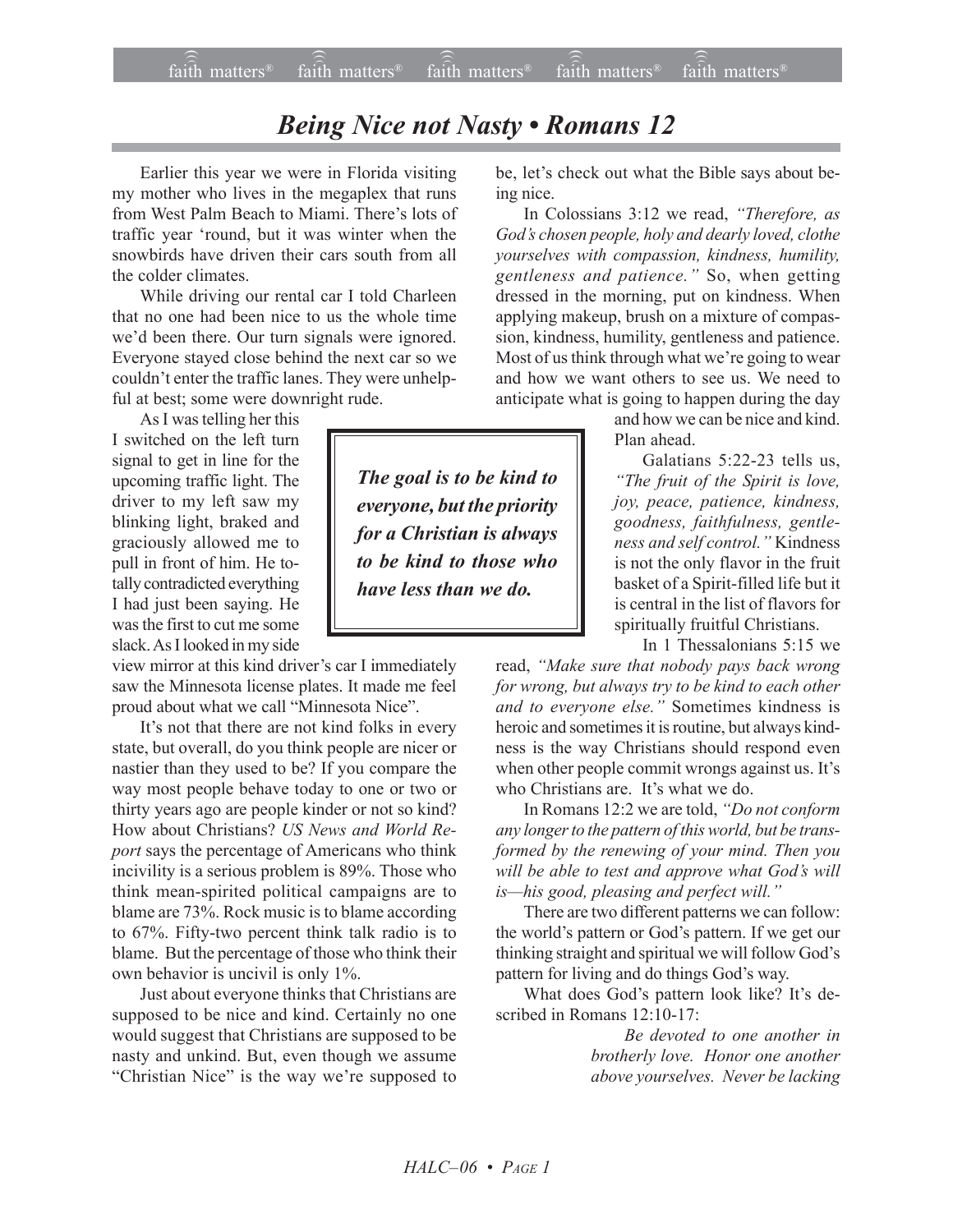# *Being Nice not Nasty • Romans 12*

Earlier this year we were in Florida visiting my mother who lives in the megaplex that runs from West Palm Beach to Miami. There's lots of traffic year 'round, but it was winter when the snowbirds have driven their cars south from all the colder climates.

While driving our rental car I told Charleen that no one had been nice to us the whole time we'd been there. Our turn signals were ignored. Everyone stayed close behind the next car so we couldn't enter the traffic lanes. They were unhelpful at best; some were downright rude.

As I was telling her this I switched on the left turn signal to get in line for the upcoming traffic light. The driver to my left saw my blinking light, braked and graciously allowed me to pull in front of him. He totally contradicted everything I had just been saying. He was the first to cut me some slack. As I looked in my side view mirror at this kind driver's car I immediately saw the Minnesota license plates. It made me feel proud about what we call "Minnesota Nice".

> ***The goal is to be kind to everyone, but the priority for a Christian is always to be kind to those who have less than we do.***

It's not that there are not kind folks in every state, but overall, do you think people are nicer or nastier than they used to be? If you compare the way most people behave today to one or two or thirty years ago are people kinder or not so kind? How about Christians? *US News and World Report* says the percentage of Americans who think incivility is a serious problem is 89%. Those who think mean-spirited political campaigns are to blame are 73%. Rock music is to blame according to 67%. Fifty-two percent think talk radio is to blame. But the percentage of those who think their own behavior is uncivil is only 1%.

Just about everyone thinks that Christians are supposed to be nice and kind. Certainly no one would suggest that Christians are supposed to be nasty and unkind. But, even though we assume "Christian Nice" is the way we're supposed to be, let's check out what the Bible says about being nice.

In Colossians 3:12 we read, *"Therefore, as God's chosen people, holy and dearly loved, clothe yourselves with compassion, kindness, humility, gentleness and patience."* So, when getting dressed in the morning, put on kindness. When applying makeup, brush on a mixture of compassion, kindness, humility, gentleness and patience. Most of us think through what we're going to wear and how we want others to see us. We need to anticipate what is going to happen during the day and how we can be nice and kind. Plan ahead.

Galatians 5:22-23 tells us, *"The fruit of the Spirit is love, joy, peace, patience, kindness, goodness, faithfulness, gentleness and self control."* Kindness is not the only flavor in the fruit basket of a Spirit-filled life but it is central in the list of flavors for spiritually fruitful Christians.

In 1 Thessalonians 5:15 we read, *"Make sure that nobody pays back wrong for wrong, but always try to be kind to each other and to everyone else."* Sometimes kindness is heroic and sometimes it is routine, but always kindness is the way Christians should respond even when other people commit wrongs against us. It's who Christians are. It's what we do.

In Romans 12:2 we are told, *"Do not conform any longer to the pattern of this world, but be transformed by the renewing of your mind. Then you will be able to test and approve what God's will is—his good, pleasing and perfect will."*

There are two different patterns we can follow: the world's pattern or God's pattern. If we get our thinking straight and spiritual we will follow God's pattern for living and do things God's way.

What does God's pattern look like? It's described in Romans 12:10-17:

> *Be devoted to one another in brotherly love. Honor one another above yourselves. Never be lacking*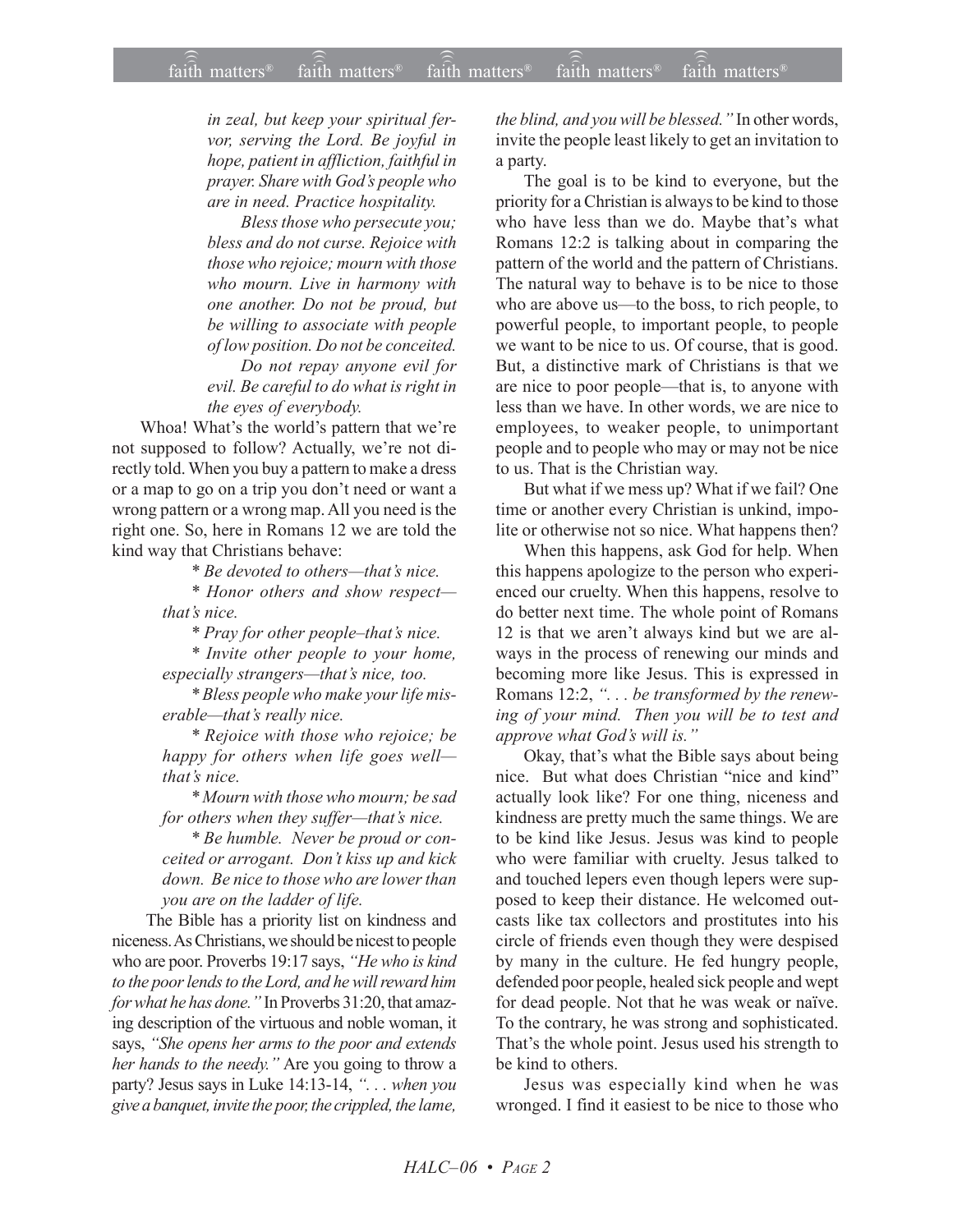*in zeal, but keep your spiritual fervor, serving the Lord. Be joyful in hope, patient in affliction, faithful in prayer. Share with God's people who are in need. Practice hospitality.*

*Bless those who persecute you; bless and do not curse. Rejoice with those who rejoice; mourn with those who mourn. Live in harmony with one another. Do not be proud, but be willing to associate with people of low position. Do not be conceited.*

*Do not repay anyone evil for evil. Be careful to do what is right in the eyes of everybody.*

Whoa! What's the world's pattern that we're not supposed to follow? Actually, we're not directly told. When you buy a pattern to make a dress or a map to go on a trip you don't need or want a wrong pattern or a wrong map. All you need is the right one. So, here in Romans 12 we are told the kind way that Christians behave:

\* *Be devoted to others—that's nice.*

\* *Honor others and show respect—that's nice.*

\* *Pray for other people–that's nice.*

\* *Invite other people to your home, especially strangers—that's nice, too.*

\* *Bless people who make your life miserable—that's really nice.*

\* *Rejoice with those who rejoice; be happy for others when life goes well—that's nice.*

\* *Mourn with those who mourn; be sad for others when they suffer—that's nice.*

\* *Be humble. Never be proud or conceited or arrogant. Don't kiss up and kick down. Be nice to those who are lower than you are on the ladder of life.*

The Bible has a priority list on kindness and niceness. As Christians, we should be nicest to people who are poor. Proverbs 19:17 says, *"He who is kind to the poor lends to the Lord, and he will reward him for what he has done."* In Proverbs 31:20, that amazing description of the virtuous and noble woman, it says, *"She opens her arms to the poor and extends her hands to the needy."* Are you going to throw a party? Jesus says in Luke 14:13-14, *". . . when you give a banquet, invite the poor, the crippled, the lame, the blind, and you will be blessed."* In other words, invite the people least likely to get an invitation to a party.

The goal is to be kind to everyone, but the priority for a Christian is always to be kind to those who have less than we do. Maybe that's what Romans 12:2 is talking about in comparing the pattern of the world and the pattern of Christians. The natural way to behave is to be nice to those who are above us—to the boss, to rich people, to powerful people, to important people, to people we want to be nice to us. Of course, that is good. But, a distinctive mark of Christians is that we are nice to poor people—that is, to anyone with less than we have. In other words, we are nice to employees, to weaker people, to unimportant people and to people who may or may not be nice to us. That is the Christian way.

But what if we mess up? What if we fail? One time or another every Christian is unkind, impolite or otherwise not so nice. What happens then?

When this happens, ask God for help. When this happens apologize to the person who experienced our cruelty. When this happens, resolve to do better next time. The whole point of Romans 12 is that we aren't always kind but we are always in the process of renewing our minds and becoming more like Jesus. This is expressed in Romans 12:2, *". . . be transformed by the renewing of your mind. Then you will be to test and approve what God's will is."*

Okay, that's what the Bible says about being nice. But what does Christian "nice and kind" actually look like? For one thing, niceness and kindness are pretty much the same things. We are to be kind like Jesus. Jesus was kind to people who were familiar with cruelty. Jesus talked to and touched lepers even though lepers were supposed to keep their distance. He welcomed outcasts like tax collectors and prostitutes into his circle of friends even though they were despised by many in the culture. He fed hungry people, defended poor people, healed sick people and wept for dead people. Not that he was weak or naïve. To the contrary, he was strong and sophisticated. That's the whole point. Jesus used his strength to be kind to others.

Jesus was especially kind when he was wronged. I find it easiest to be nice to those who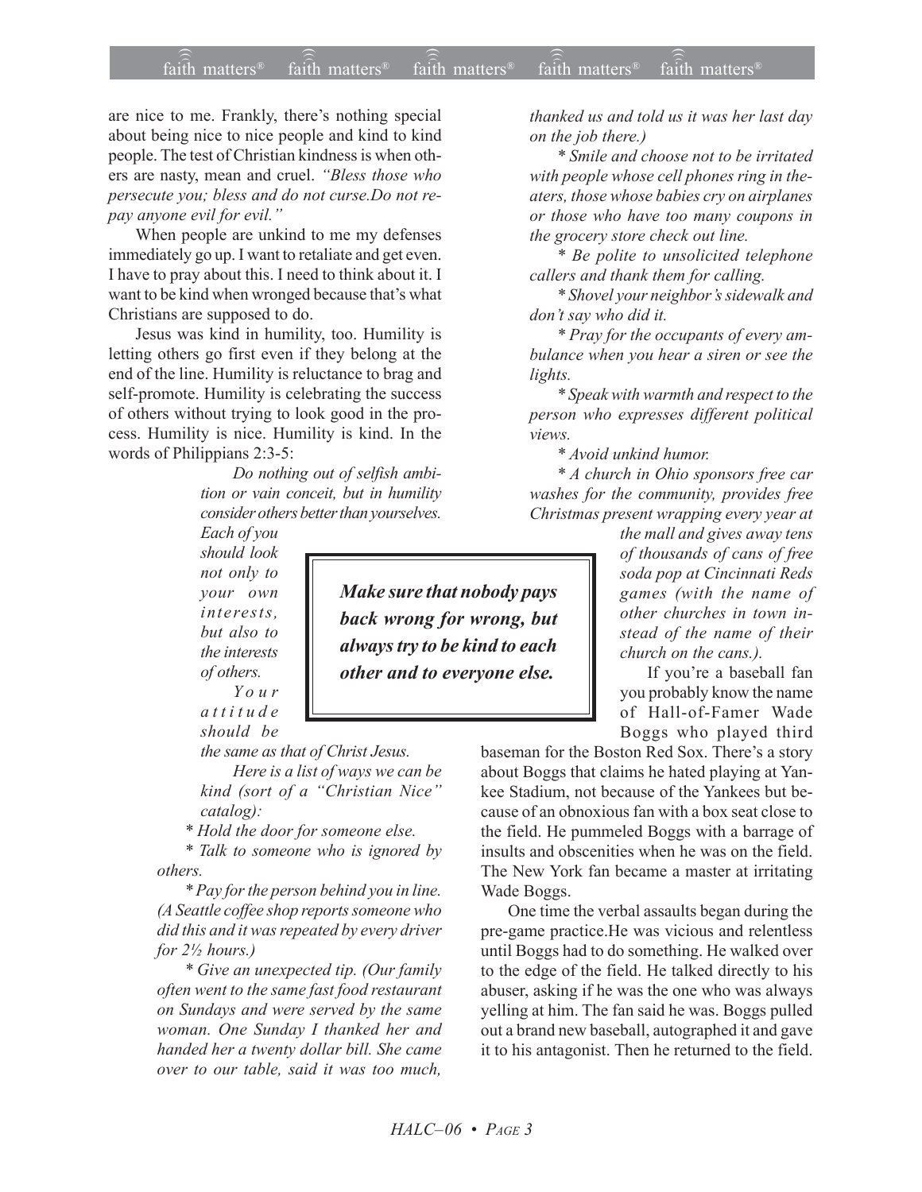are nice to me. Frankly, there's nothing special about being nice to nice people and kind to kind people. The test of Christian kindness is when others are nasty, mean and cruel. *"Bless those who persecute you; bless and do not curse.Do not repay anyone evil for evil."*

When people are unkind to me my defenses immediately go up. I want to retaliate and get even. I have to pray about this. I need to think about it. I want to be kind when wronged because that's what Christians are supposed to do.

Jesus was kind in humility, too. Humility is letting others go first even if they belong at the end of the line. Humility is reluctance to brag and self-promote. Humility is celebrating the success of others without trying to look good in the process. Humility is nice. Humility is kind. In the words of Philippians 2:3-5:

> *Do nothing out of selfish ambition or vain conceit, but in humility consider others better than yourselves. Each of you should look not only to your own interests, but also to the interests of others.*
>
> *Your attitude should be the same as that of Christ Jesus.*

*Here is a list of ways we can be kind (sort of a "Christian Nice" catalog):*

*\* Hold the door for someone else.*

*\* Talk to someone who is ignored by others.*

*\* Pay for the person behind you in line. (A Seattle coffee shop reports someone who did this and it was repeated by every driver for 2½ hours.)*

*\* Give an unexpected tip. (Our family often went to the same fast food restaurant on Sundays and were served by the same woman. One Sunday I thanked her and handed her a twenty dollar bill. She came over to our table, said it was too much, thanked us and told us it was her last day on the job there.)*

*\* Smile and choose not to be irritated with people whose cell phones ring in theaters, those whose babies cry on airplanes or those who have too many coupons in the grocery store check out line.*

*\* Be polite to unsolicited telephone callers and thank them for calling.*

*\* Shovel your neighbor's sidewalk and don't say who did it.*

*\* Pray for the occupants of every ambulance when you hear a siren or see the lights.*

*\* Speak with warmth and respect to the person who expresses different political views.*

*\* Avoid unkind humor.*

*\* A church in Ohio sponsors free car washes for the community, provides free Christmas present wrapping every year at the mall and gives away tens of thousands of cans of free soda pop at Cincinnati Reds games (with the name of other churches in town instead of the name of their church on the cans.).*

**Make sure that nobody pays back wrong for wrong, but always try to be kind to each other and to everyone else.**

If you're a baseball fan you probably know the name of Hall-of-Famer Wade Boggs who played third baseman for the Boston Red Sox. There's a story about Boggs that claims he hated playing at Yankee Stadium, not because of the Yankees but because of an obnoxious fan with a box seat close to the field. He pummeled Boggs with a barrage of insults and obscenities when he was on the field. The New York fan became a master at irritating Wade Boggs.

One time the verbal assaults began during the pre-game practice.He was vicious and relentless until Boggs had to do something. He walked over to the edge of the field. He talked directly to his abuser, asking if he was the one who was always yelling at him. The fan said he was. Boggs pulled out a brand new baseball, autographed it and gave it to his antagonist. Then he returned to the field.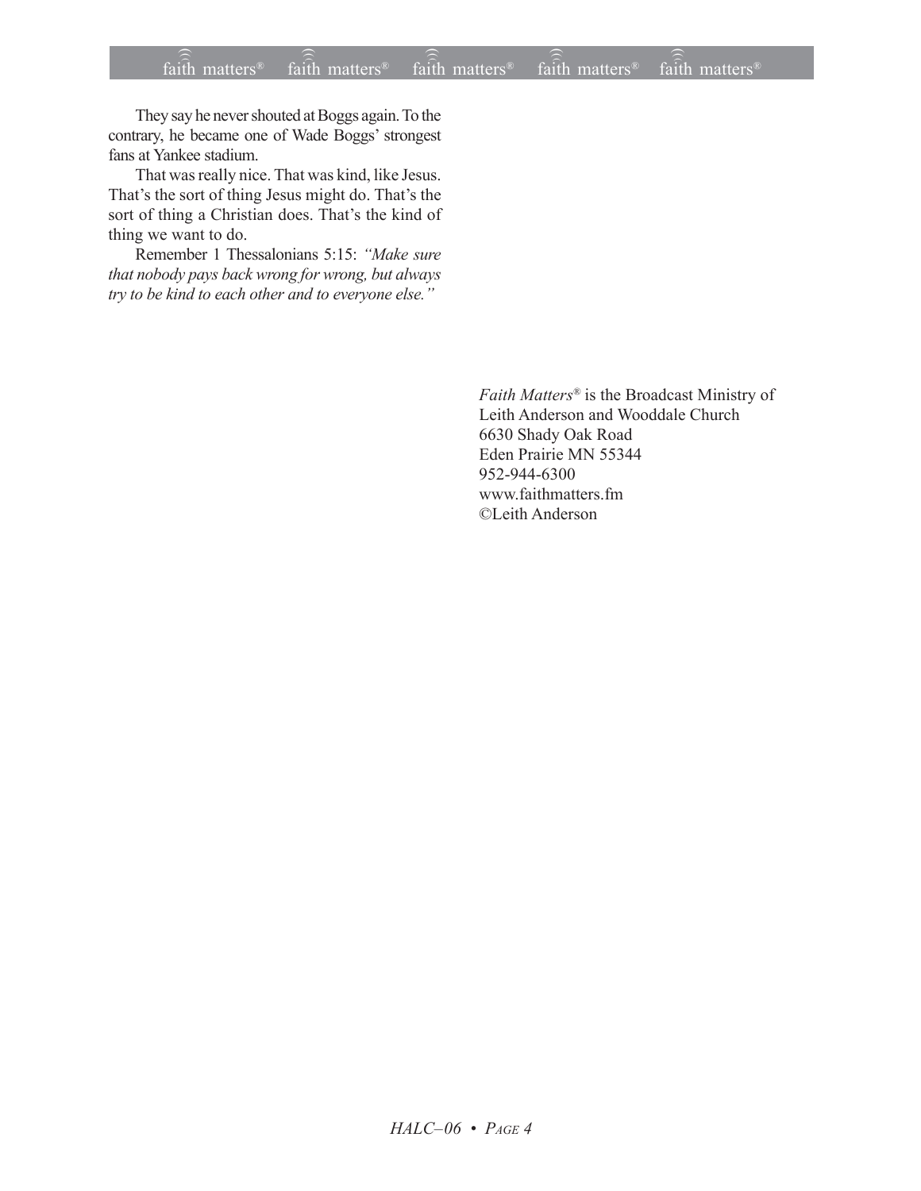They say he never shouted at Boggs again. To the contrary, he became one of Wade Boggs' strongest fans at Yankee stadium.

That was really nice. That was kind, like Jesus. That's the sort of thing Jesus might do. That's the sort of thing a Christian does. That's the kind of thing we want to do.

Remember 1 Thessalonians 5:15: *"Make sure that nobody pays back wrong for wrong, but always try to be kind to each other and to everyone else."*

*Faith Matters*® is the Broadcast Ministry of
Leith Anderson and Wooddale Church
6630 Shady Oak Road
Eden Prairie MN 55344
952-944-6300
www.faithmatters.fm
©Leith Anderson